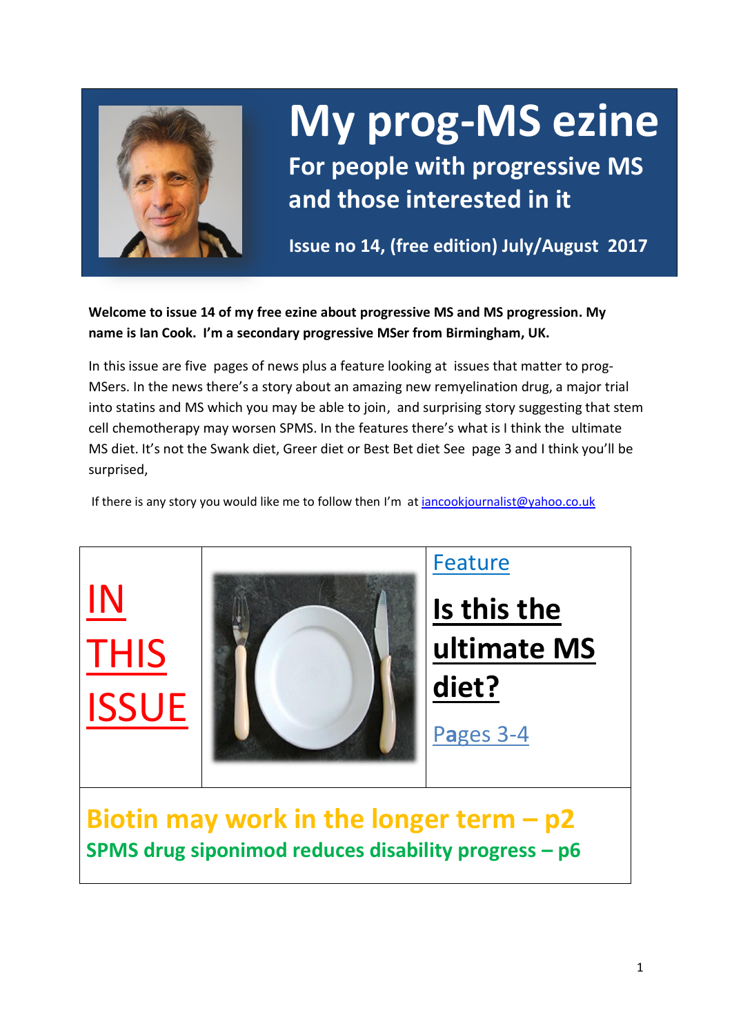# My prog-MS ezine

## For people with progressive MS and those interested in it

**Issue no 14, (free edition) July/August 2017**

**Welcome to issue 14 of my free ezine about progressive MS and MS progression. My name is Ian Cook. I'm a secondary progressive MSer from Birmingham, UK.**

In this issue are five pages of news plus a feature looking at issues that matter to prog-MSers. In the news there's a story about an amazing new remyelination drug, a major trial into statins and MS which you may be able to join, and surprising story suggesting that stem cell chemotherapy may worsen SPMS. In the features there's what is I think the ultimate MS diet. It's not the Swank diet, Greer diet or Best Bet diet See page 3 and I think you'll be surprised,

If there is any story you would like me to follow then I'm at iancookjournalist@yahoo.co.uk

## IN THIS ISSUE

Feature

**Is this the ultimate MS diet?**

Pages 3-4

**Biotin may work in the longer term – p2**

**SPMS drug siponimod reduces disability progress – p6**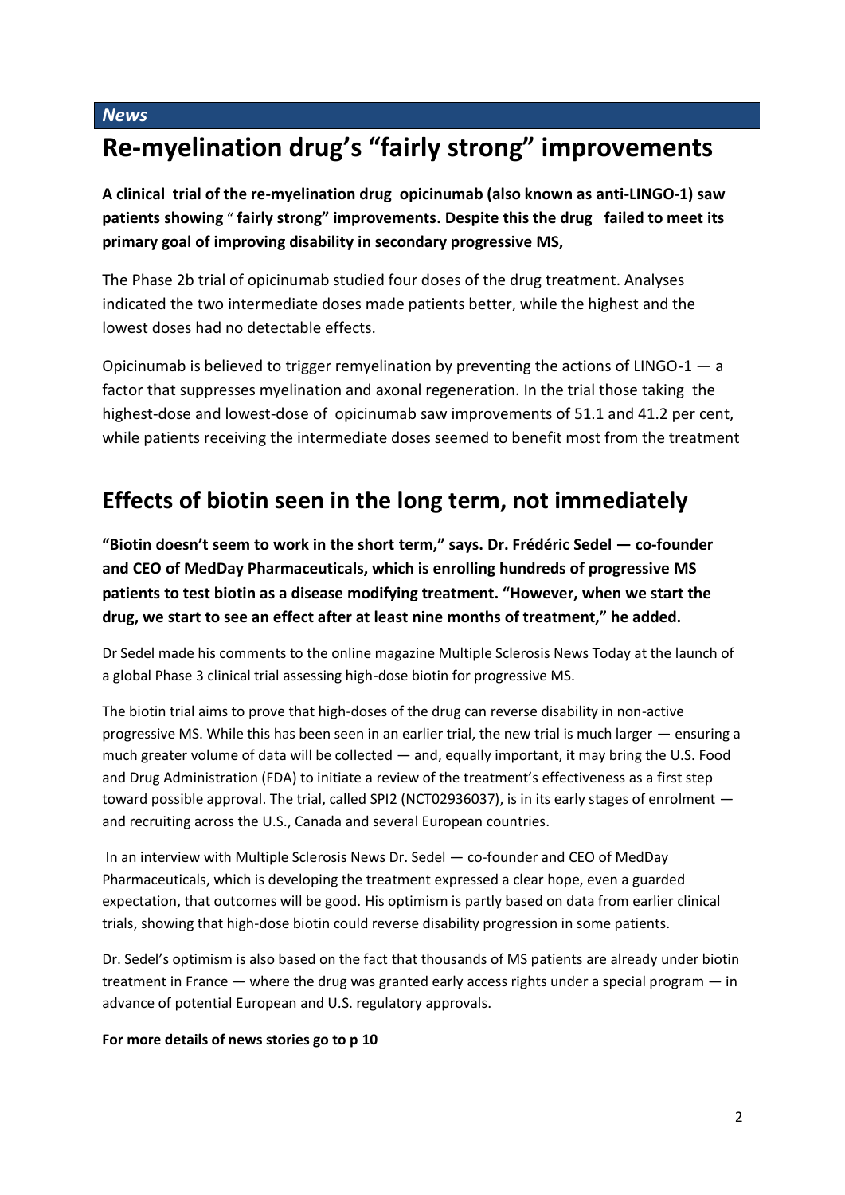*News*

# Re-myelination drug's "fairly strong" improvements

**A clinical trial of the re-myelination drug opicinumab (also known as anti-LINGO-1) saw patients showing " fairly strong" improvements. Despite this the drug failed to meet its primary goal of improving disability in secondary progressive MS,**

The Phase 2b trial of opicinumab studied four doses of the drug treatment. Analyses indicated the two intermediate doses made patients better, while the highest and the lowest doses had no detectable effects.

Opicinumab is believed to trigger remyelination by preventing the actions of LINGO-1 — a factor that suppresses myelination and axonal regeneration. In the trial those taking the highest-dose and lowest-dose of opicinumab saw improvements of 51.1 and 41.2 per cent, while patients receiving the intermediate doses seemed to benefit most from the treatment

# Effects of biotin seen in the long term, not immediately

**"Biotin doesn't seem to work in the short term," says. Dr. Frédéric Sedel — co-founder and CEO of MedDay Pharmaceuticals, which is enrolling hundreds of progressive MS patients to test biotin as a disease modifying treatment. "However, when we start the drug, we start to see an effect after at least nine months of treatment," he added.**

Dr Sedel made his comments to the online magazine Multiple Sclerosis News Today at the launch of a global Phase 3 clinical trial assessing high-dose biotin for progressive MS.

The biotin trial aims to prove that high-doses of the drug can reverse disability in non-active progressive MS. While this has been seen in an earlier trial, the new trial is much larger — ensuring a much greater volume of data will be collected — and, equally important, it may bring the U.S. Food and Drug Administration (FDA) to initiate a review of the treatment's effectiveness as a first step toward possible approval. The trial, called SPI2 (NCT02936037), is in its early stages of enrolment — and recruiting across the U.S., Canada and several European countries.

In an interview with Multiple Sclerosis News Dr. Sedel — co-founder and CEO of MedDay Pharmaceuticals, which is developing the treatment expressed a clear hope, even a guarded expectation, that outcomes will be good. His optimism is partly based on data from earlier clinical trials, showing that high-dose biotin could reverse disability progression in some patients.

Dr. Sedel's optimism is also based on the fact that thousands of MS patients are already under biotin treatment in France — where the drug was granted early access rights under a special program — in advance of potential European and U.S. regulatory approvals.

**For more details of news stories go to p 10**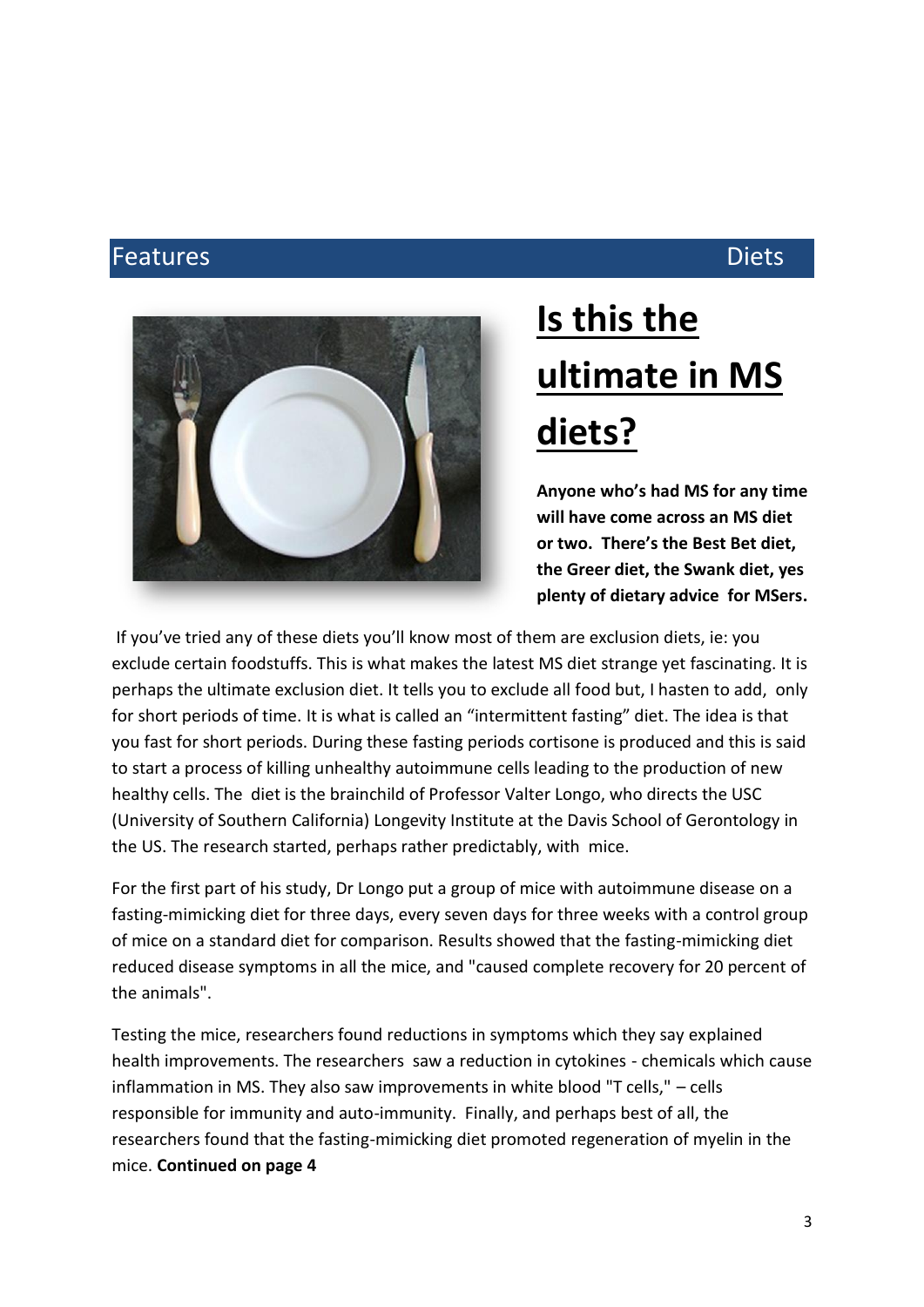Features Diets

# Is this the ultimate in MS diets?

**Anyone who's had MS for any time will have come across an MS diet or two. There's the Best Bet diet, the Greer diet, the Swank diet, yes plenty of dietary advice for MSers.**

If you've tried any of these diets you'll know most of them are exclusion diets, ie: you exclude certain foodstuffs. This is what makes the latest MS diet strange yet fascinating. It is perhaps the ultimate exclusion diet. It tells you to exclude all food but, I hasten to add, only for short periods of time. It is what is called an "intermittent fasting" diet. The idea is that you fast for short periods. During these fasting periods cortisone is produced and this is said to start a process of killing unhealthy autoimmune cells leading to the production of new healthy cells. The diet is the brainchild of Professor Valter Longo, who directs the USC (University of Southern California) Longevity Institute at the Davis School of Gerontology in the US. The research started, perhaps rather predictably, with mice.

For the first part of his study, Dr Longo put a group of mice with autoimmune disease on a fasting-mimicking diet for three days, every seven days for three weeks with a control group of mice on a standard diet for comparison. Results showed that the fasting-mimicking diet reduced disease symptoms in all the mice, and "caused complete recovery for 20 percent of the animals".

Testing the mice, researchers found reductions in symptoms which they say explained health improvements. The researchers saw a reduction in cytokines - chemicals which cause inflammation in MS. They also saw improvements in white blood "T cells," – cells responsible for immunity and auto-immunity. Finally, and perhaps best of all, the researchers found that the fasting-mimicking diet promoted regeneration of myelin in the mice. **Continued on page 4**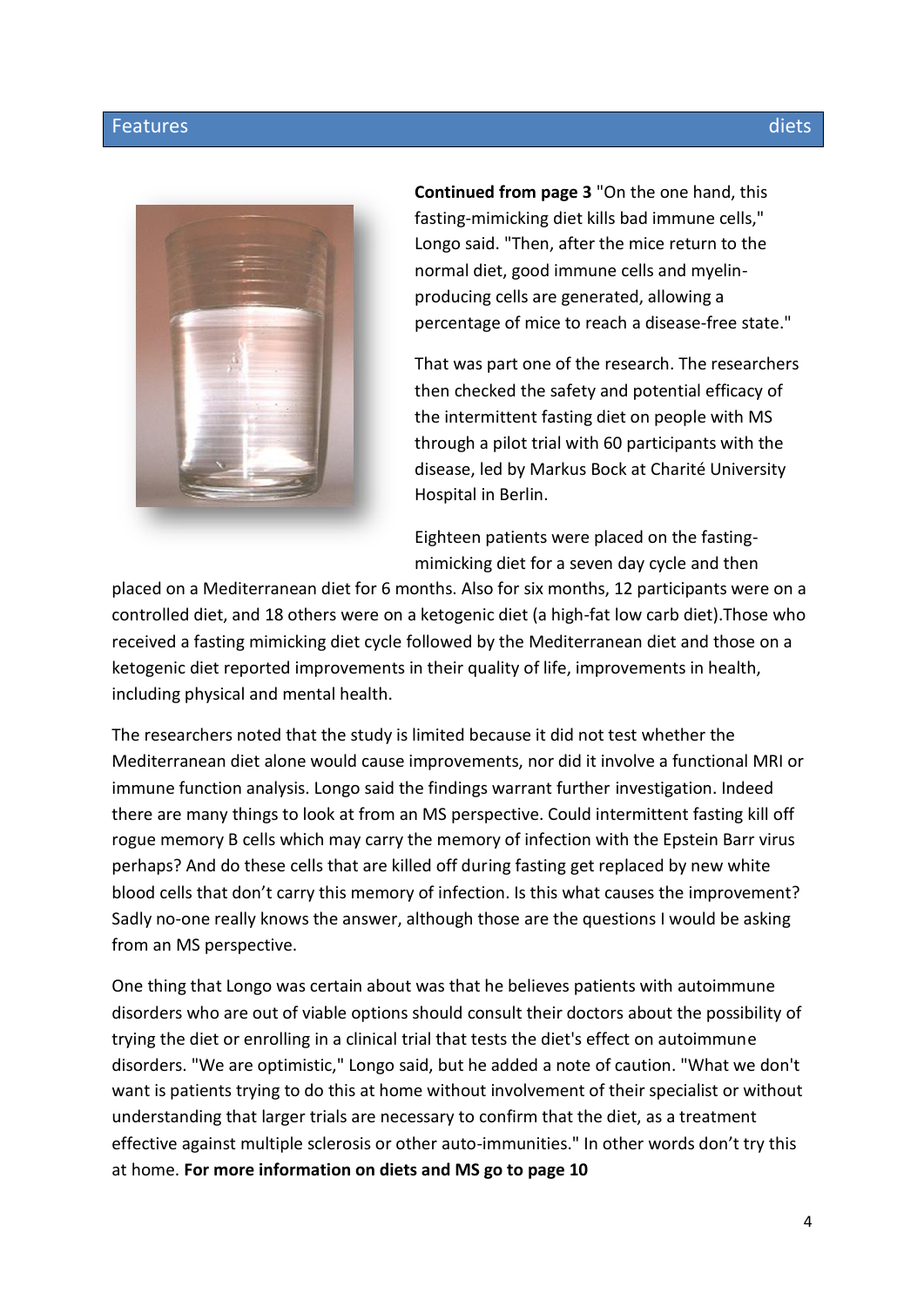**Continued from page 3** "On the one hand, this fasting-mimicking diet kills bad immune cells," Longo said. "Then, after the mice return to the normal diet, good immune cells and myelin-producing cells are generated, allowing a percentage of mice to reach a disease-free state."

That was part one of the research. The researchers then checked the safety and potential efficacy of the intermittent fasting diet on people with MS through a pilot trial with 60 participants with the disease, led by Markus Bock at Charité University Hospital in Berlin.

Eighteen patients were placed on the fasting-mimicking diet for a seven day cycle and then placed on a Mediterranean diet for 6 months. Also for six months, 12 participants were on a controlled diet, and 18 others were on a ketogenic diet (a high-fat low carb diet).Those who received a fasting mimicking diet cycle followed by the Mediterranean diet and those on a ketogenic diet reported improvements in their quality of life, improvements in health, including physical and mental health.

The researchers noted that the study is limited because it did not test whether the Mediterranean diet alone would cause improvements, nor did it involve a functional MRI or immune function analysis. Longo said the findings warrant further investigation. Indeed there are many things to look at from an MS perspective. Could intermittent fasting kill off rogue memory B cells which may carry the memory of infection with the Epstein Barr virus perhaps? And do these cells that are killed off during fasting get replaced by new white blood cells that don't carry this memory of infection. Is this what causes the improvement? Sadly no-one really knows the answer, although those are the questions I would be asking from an MS perspective.

One thing that Longo was certain about was that he believes patients with autoimmune disorders who are out of viable options should consult their doctors about the possibility of trying the diet or enrolling in a clinical trial that tests the diet's effect on autoimmune disorders. "We are optimistic," Longo said, but he added a note of caution. "What we don't want is patients trying to do this at home without involvement of their specialist or without understanding that larger trials are necessary to confirm that the diet, as a treatment effective against multiple sclerosis or other auto-immunities." In other words don't try this at home. **For more information on diets and MS go to page 10**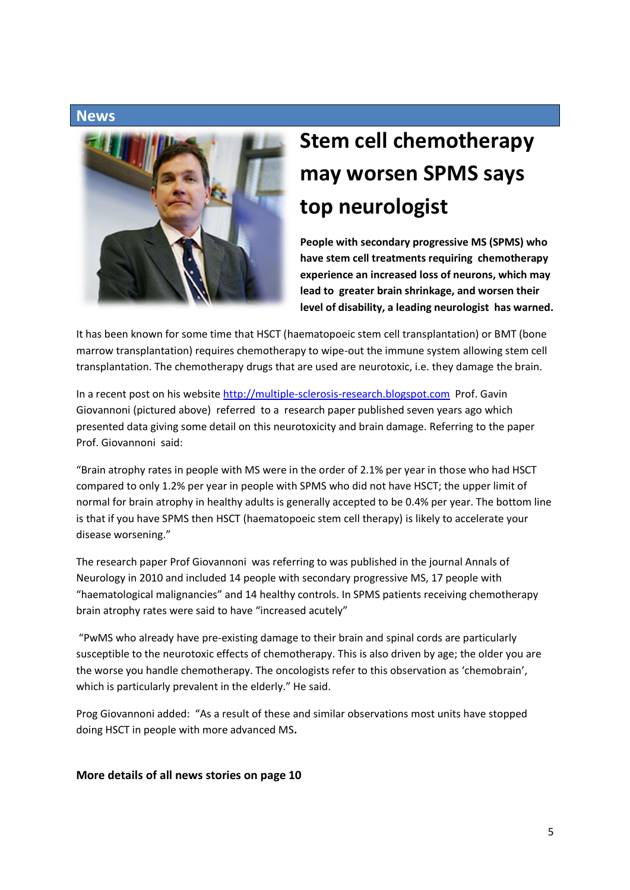## News

# Stem cell chemotherapy may worsen SPMS says top neurologist

**People with secondary progressive MS (SPMS) who have stem cell treatments requiring chemotherapy experience an increased loss of neurons, which may lead to greater brain shrinkage, and worsen their level of disability, a leading neurologist has warned.**

It has been known for some time that HSCT (haematopoeic stem cell transplantation) or BMT (bone marrow transplantation) requires chemotherapy to wipe-out the immune system allowing stem cell transplantation. The chemotherapy drugs that are used are neurotoxic, i.e. they damage the brain.

In a recent post on his website http://multiple-sclerosis-research.blogspot.com Prof. Gavin Giovannoni (pictured above) referred to a research paper published seven years ago which presented data giving some detail on this neurotoxicity and brain damage. Referring to the paper Prof. Giovannoni said:

"Brain atrophy rates in people with MS were in the order of 2.1% per year in those who had HSCT compared to only 1.2% per year in people with SPMS who did not have HSCT; the upper limit of normal for brain atrophy in healthy adults is generally accepted to be 0.4% per year. The bottom line is that if you have SPMS then HSCT (haematopoeic stem cell therapy) is likely to accelerate your disease worsening."

The research paper Prof Giovannoni was referring to was published in the journal Annals of Neurology in 2010 and included 14 people with secondary progressive MS, 17 people with "haematological malignancies" and 14 healthy controls. In SPMS patients receiving chemotherapy brain atrophy rates were said to have "increased acutely"

"PwMS who already have pre-existing damage to their brain and spinal cords are particularly susceptible to the neurotoxic effects of chemotherapy. This is also driven by age; the older you are the worse you handle chemotherapy. The oncologists refer to this observation as 'chemobrain', which is particularly prevalent in the elderly." He said.

Prog Giovannoni added: "As a result of these and similar observations most units have stopped doing HSCT in people with more advanced MS.

**More details of all news stories on page 10**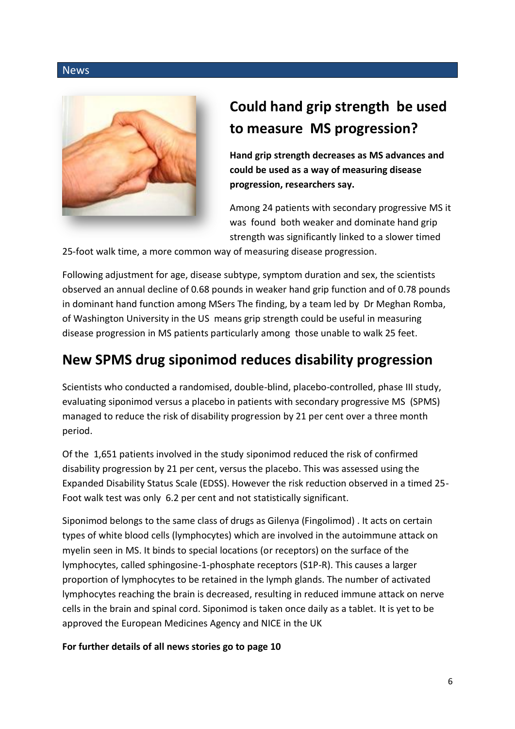News

## Could hand grip strength be used to measure MS progression?

**Hand grip strength decreases as MS advances and could be used as a way of measuring disease progression, researchers say.**

Among 24 patients with secondary progressive MS it was found both weaker and dominate hand grip strength was significantly linked to a slower timed 25-foot walk time, a more common way of measuring disease progression.

Following adjustment for age, disease subtype, symptom duration and sex, the scientists observed an annual decline of 0.68 pounds in weaker hand grip function and of 0.78 pounds in dominant hand function among MSers The finding, by a team led by Dr Meghan Romba, of Washington University in the US means grip strength could be useful in measuring disease progression in MS patients particularly among those unable to walk 25 feet.

## New SPMS drug siponimod reduces disability progression

Scientists who conducted a randomised, double-blind, placebo-controlled, phase III study, evaluating siponimod versus a placebo in patients with secondary progressive MS (SPMS) managed to reduce the risk of disability progression by 21 per cent over a three month period.

Of the 1,651 patients involved in the study siponimod reduced the risk of confirmed disability progression by 21 per cent, versus the placebo. This was assessed using the Expanded Disability Status Scale (EDSS). However the risk reduction observed in a timed 25-Foot walk test was only 6.2 per cent and not statistically significant.

Siponimod belongs to the same class of drugs as Gilenya (Fingolimod) . It acts on certain types of white blood cells (lymphocytes) which are involved in the autoimmune attack on myelin seen in MS. It binds to special locations (or receptors) on the surface of the lymphocytes, called sphingosine-1-phosphate receptors (S1P-R). This causes a larger proportion of lymphocytes to be retained in the lymph glands. The number of activated lymphocytes reaching the brain is decreased, resulting in reduced immune attack on nerve cells in the brain and spinal cord. Siponimod is taken once daily as a tablet. It is yet to be approved the European Medicines Agency and NICE in the UK

**For further details of all news stories go to page 10**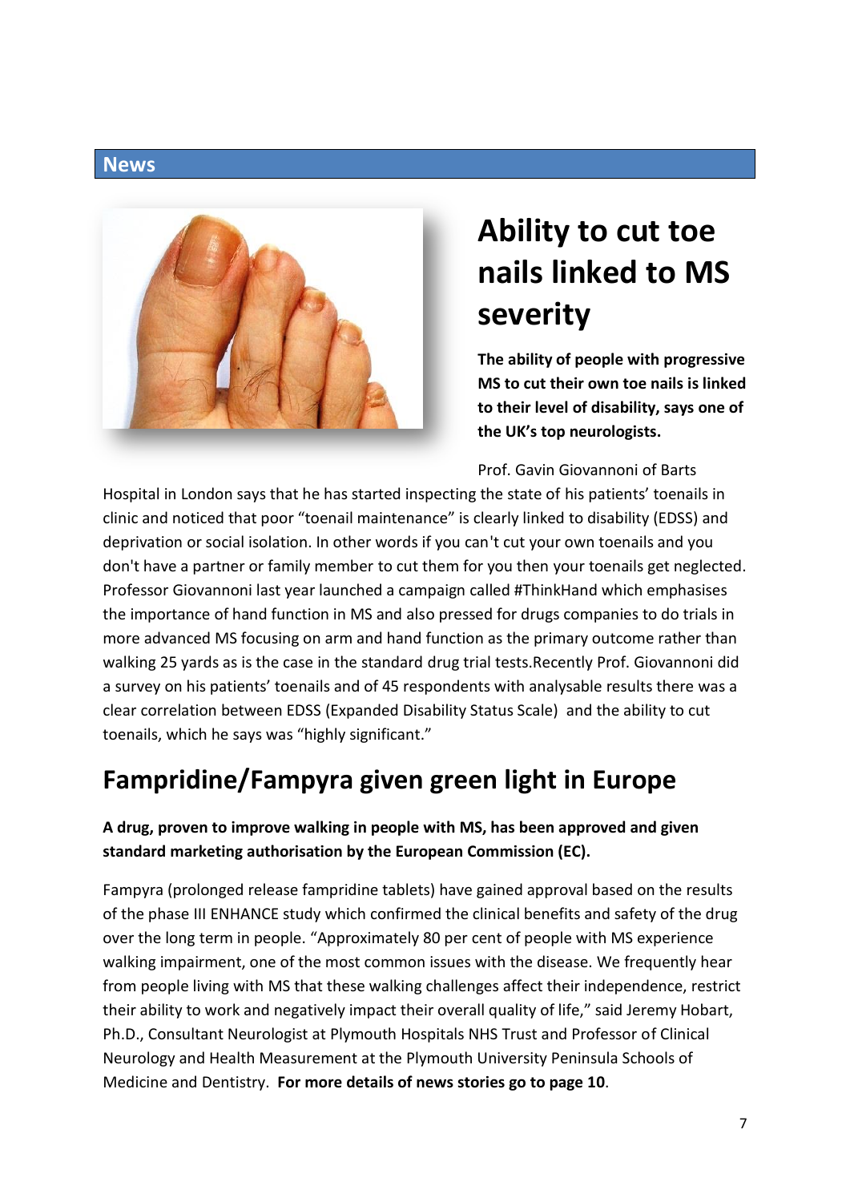## News

# Ability to cut toe nails linked to MS severity

**The ability of people with progressive MS to cut their own toe nails is linked to their level of disability, says one of the UK's top neurologists.**

Prof. Gavin Giovannoni of Barts Hospital in London says that he has started inspecting the state of his patients' toenails in clinic and noticed that poor "toenail maintenance" is clearly linked to disability (EDSS) and deprivation or social isolation. In other words if you can't cut your own toenails and you don't have a partner or family member to cut them for you then your toenails get neglected. Professor Giovannoni last year launched a campaign called #ThinkHand which emphasises the importance of hand function in MS and also pressed for drugs companies to do trials in more advanced MS focusing on arm and hand function as the primary outcome rather than walking 25 yards as is the case in the standard drug trial tests.Recently Prof. Giovannoni did a survey on his patients' toenails and of 45 respondents with analysable results there was a clear correlation between EDSS (Expanded Disability Status Scale) and the ability to cut toenails, which he says was "highly significant."

# Fampridine/Fampyra given green light in Europe

**A drug, proven to improve walking in people with MS, has been approved and given standard marketing authorisation by the European Commission (EC).**

Fampyra (prolonged release fampridine tablets) have gained approval based on the results of the phase III ENHANCE study which confirmed the clinical benefits and safety of the drug over the long term in people. "Approximately 80 per cent of people with MS experience walking impairment, one of the most common issues with the disease. We frequently hear from people living with MS that these walking challenges affect their independence, restrict their ability to work and negatively impact their overall quality of life," said Jeremy Hobart, Ph.D., Consultant Neurologist at Plymouth Hospitals NHS Trust and Professor of Clinical Neurology and Health Measurement at the Plymouth University Peninsula Schools of Medicine and Dentistry. **For more details of news stories go to page 10**.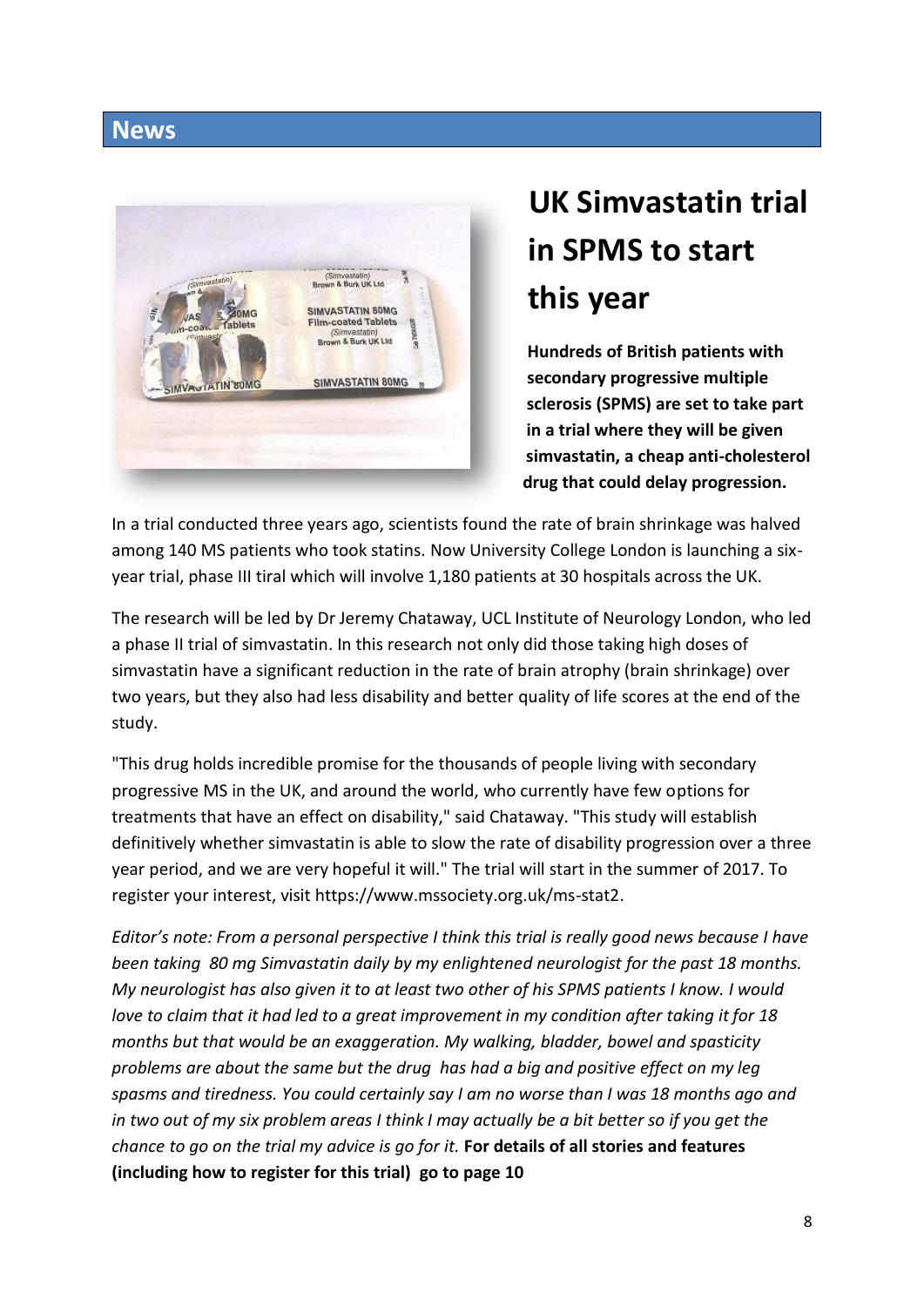## News

# UK Simvastatin trial in SPMS to start this year

**Hundreds of British patients with secondary progressive multiple sclerosis (SPMS) are set to take part in a trial where they will be given simvastatin, a cheap anti-cholesterol drug that could delay progression.**

In a trial conducted three years ago, scientists found the rate of brain shrinkage was halved among 140 MS patients who took statins. Now University College London is launching a six-year trial, phase III tiral which will involve 1,180 patients at 30 hospitals across the UK.

The research will be led by Dr Jeremy Chataway, UCL Institute of Neurology London, who led a phase II trial of simvastatin. In this research not only did those taking high doses of simvastatin have a significant reduction in the rate of brain atrophy (brain shrinkage) over two years, but they also had less disability and better quality of life scores at the end of the study.

"This drug holds incredible promise for the thousands of people living with secondary progressive MS in the UK, and around the world, who currently have few options for treatments that have an effect on disability," said Chataway. "This study will establish definitively whether simvastatin is able to slow the rate of disability progression over a three year period, and we are very hopeful it will." The trial will start in the summer of 2017. To register your interest, visit https://www.mssociety.org.uk/ms-stat2.

*Editor's note: From a personal perspective I think this trial is really good news because I have been taking 80 mg Simvastatin daily by my enlightened neurologist for the past 18 months. My neurologist has also given it to at least two other of his SPMS patients I know. I would love to claim that it had led to a great improvement in my condition after taking it for 18 months but that would be an exaggeration. My walking, bladder, bowel and spasticity problems are about the same but the drug has had a big and positive effect on my leg spasms and tiredness. You could certainly say I am no worse than I was 18 months ago and in two out of my six problem areas I think I may actually be a bit better so if you get the chance to go on the trial my advice is go for it.* **For details of all stories and features (including how to register for this trial) go to page 10**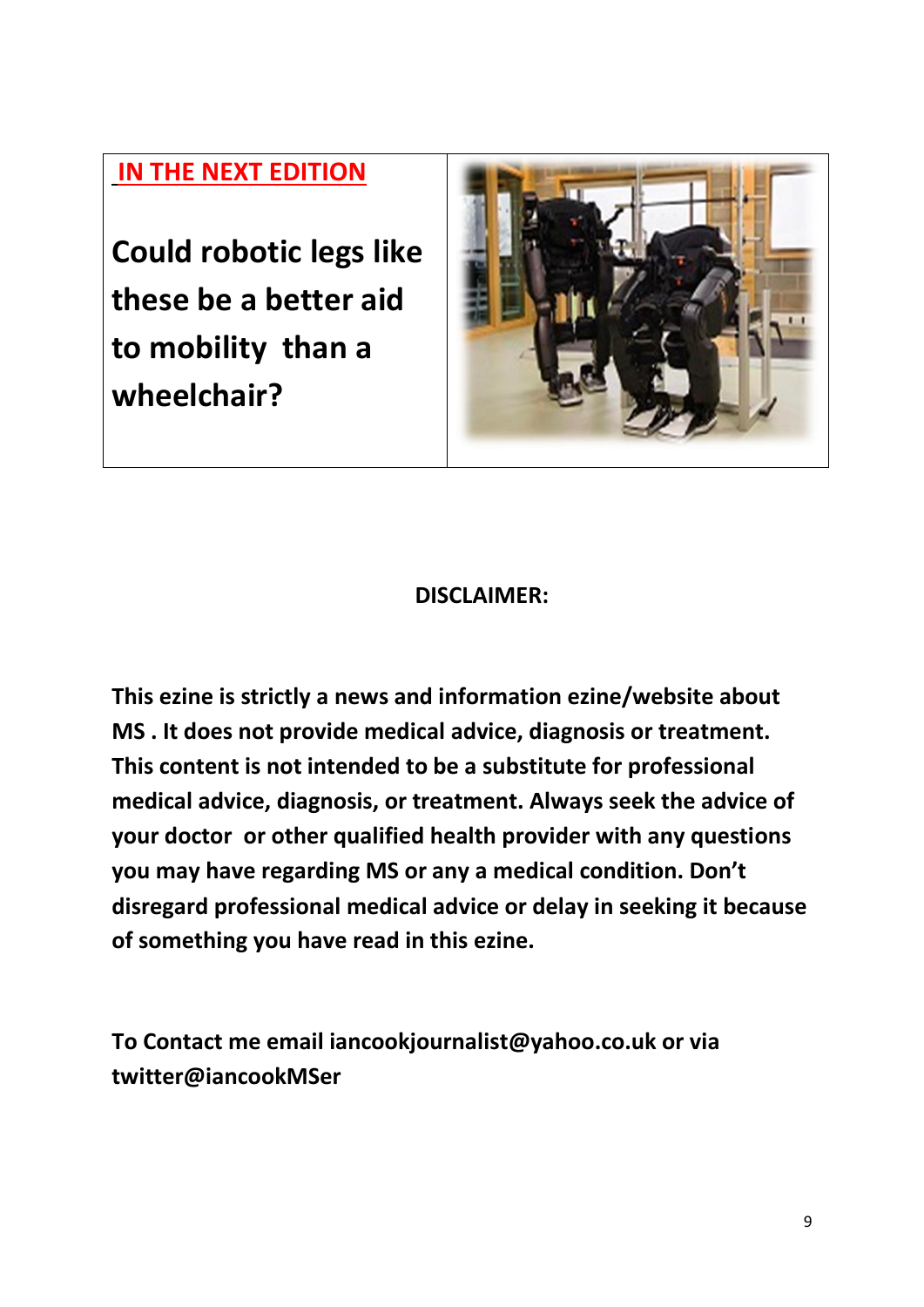## IN THE NEXT EDITION

**Could robotic legs like these be a better aid to mobility than a wheelchair?**

**DISCLAIMER:**

**This ezine is strictly a news and information ezine/website about MS . It does not provide medical advice, diagnosis or treatment. This content is not intended to be a substitute for professional medical advice, diagnosis, or treatment. Always seek the advice of your doctor or other qualified health provider with any questions you may have regarding MS or any a medical condition. Don't disregard professional medical advice or delay in seeking it because of something you have read in this ezine.**

**To Contact me email iancookjournalist@yahoo.co.uk or via twitter@iancookMSer**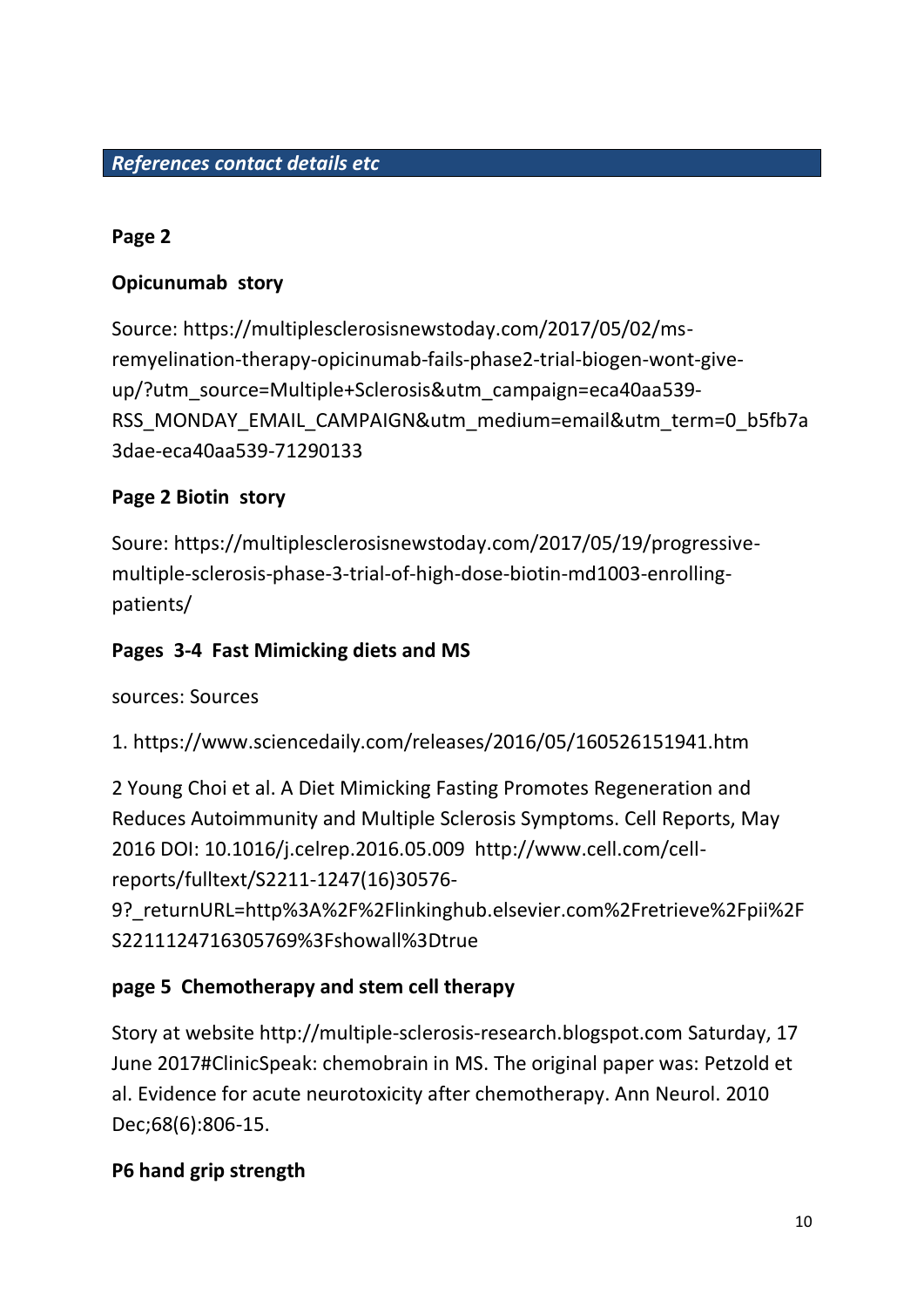## *References contact details etc*

**Page 2**

**Opicunumab story**

Source: https://multiplesclerosisnewstoday.com/2017/05/02/ms-remyelination-therapy-opicinumab-fails-phase2-trial-biogen-wont-give-up/?utm_source=Multiple+Sclerosis&utm_campaign=eca40aa539-RSS_MONDAY_EMAIL_CAMPAIGN&utm_medium=email&utm_term=0_b5fb7a3dae-eca40aa539-71290133

**Page 2 Biotin story**

Soure: https://multiplesclerosisnewstoday.com/2017/05/19/progressive-multiple-sclerosis-phase-3-trial-of-high-dose-biotin-md1003-enrolling-patients/

**Pages 3-4 Fast Mimicking diets and MS**

sources: Sources

1. https://www.sciencedaily.com/releases/2016/05/160526151941.htm

2 Young Choi et al. A Diet Mimicking Fasting Promotes Regeneration and Reduces Autoimmunity and Multiple Sclerosis Symptoms. Cell Reports, May 2016 DOI: 10.1016/j.celrep.2016.05.009 http://www.cell.com/cell-reports/fulltext/S2211-1247(16)30576-9?_returnURL=http%3A%2F%2Flinkinghub.elsevier.com%2Fretrieve%2Fpii%2FS2211124716305769%3Fshowall%3Dtrue

**page 5 Chemotherapy and stem cell therapy**

Story at website http://multiple-sclerosis-research.blogspot.com Saturday, 17 June 2017#ClinicSpeak: chemobrain in MS. The original paper was: Petzold et al. Evidence for acute neurotoxicity after chemotherapy. Ann Neurol. 2010 Dec;68(6):806-15.

**P6 hand grip strength**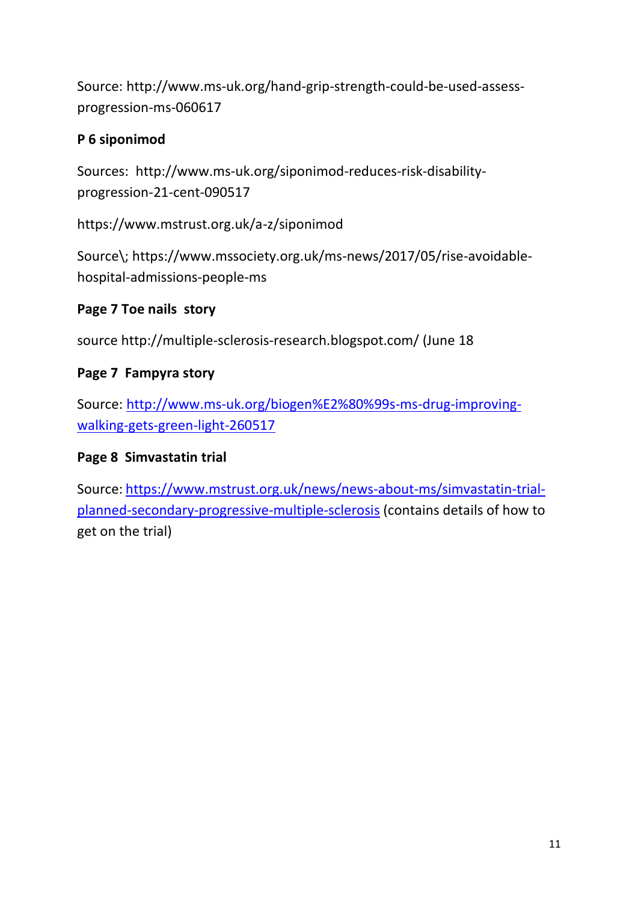Source: http://www.ms-uk.org/hand-grip-strength-could-be-used-assess-progression-ms-060617

**P 6 siponimod**

Sources: http://www.ms-uk.org/siponimod-reduces-risk-disability-progression-21-cent-090517

https://www.mstrust.org.uk/a-z/siponimod

Source\; https://www.mssociety.org.uk/ms-news/2017/05/rise-avoidable-hospital-admissions-people-ms

**Page 7 Toe nails story**

source http://multiple-sclerosis-research.blogspot.com/ (June 18

**Page 7 Fampyra story**

Source: [http://www.ms-uk.org/biogen%E2%80%99s-ms-drug-improving-walking-gets-green-light-260517](http://www.ms-uk.org/biogen%E2%80%99s-ms-drug-improving-walking-gets-green-light-260517)

**Page 8 Simvastatin trial**

Source: [https://www.mstrust.org.uk/news/news-about-ms/simvastatin-trial-planned-secondary-progressive-multiple-sclerosis](https://www.mstrust.org.uk/news/news-about-ms/simvastatin-trial-planned-secondary-progressive-multiple-sclerosis) (contains details of how to get on the trial)